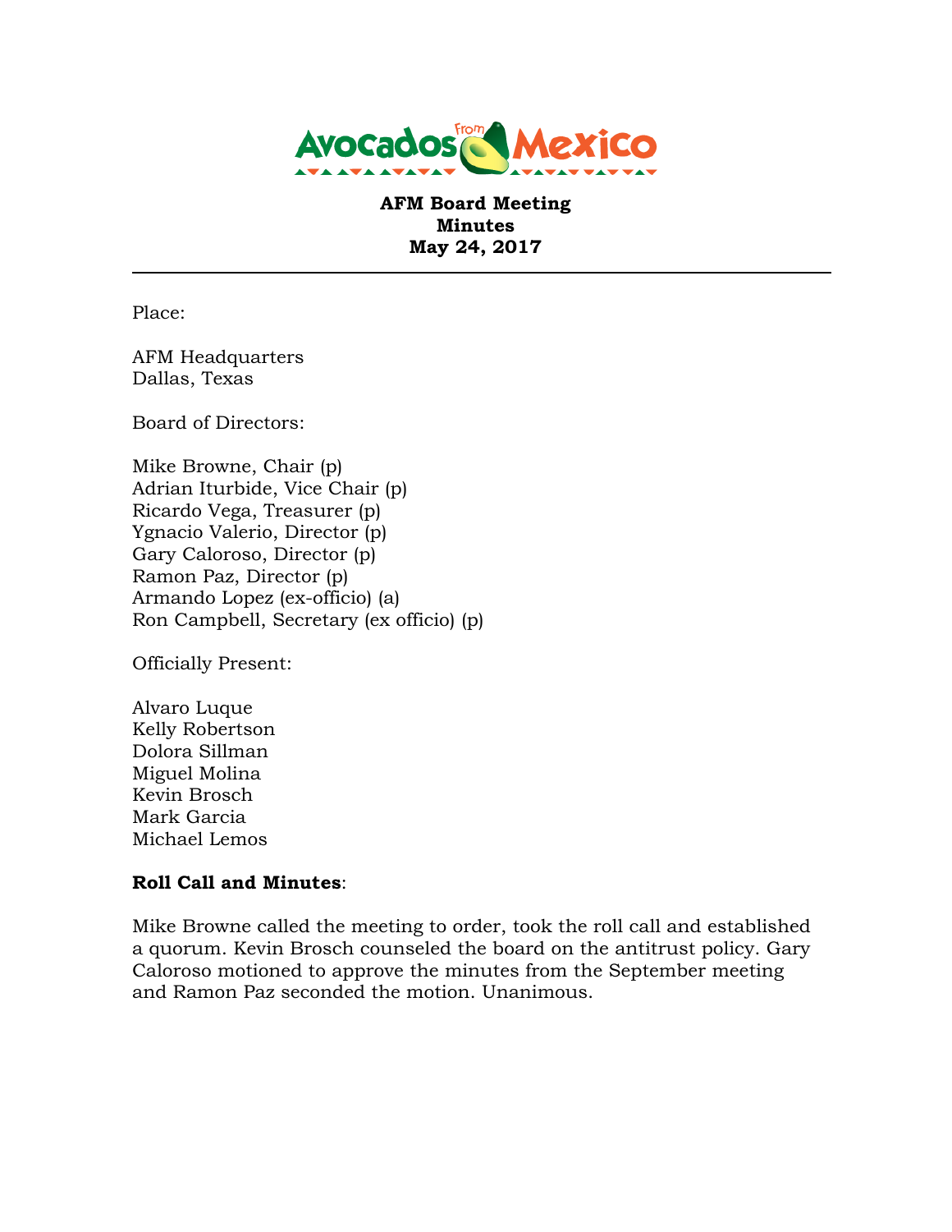Avocados from Mexico

**AFM Board Meeting**
**Minutes**
**May 24, 2017**

---

Place:

AFM Headquarters
Dallas, Texas

Board of Directors:

Mike Browne, Chair (p)
Adrian Iturbide, Vice Chair (p)
Ricardo Vega, Treasurer (p)
Ygnacio Valerio, Director (p)
Gary Caloroso, Director (p)
Ramon Paz, Director (p)
Armando Lopez (ex-officio) (a)
Ron Campbell, Secretary (ex officio) (p)

Officially Present:

Alvaro Luque
Kelly Robertson
Dolora Sillman
Miguel Molina
Kevin Brosch
Mark Garcia
Michael Lemos

**Roll Call and Minutes**:

Mike Browne called the meeting to order, took the roll call and established a quorum. Kevin Brosch counseled the board on the antitrust policy. Gary Caloroso motioned to approve the minutes from the September meeting and Ramon Paz seconded the motion. Unanimous.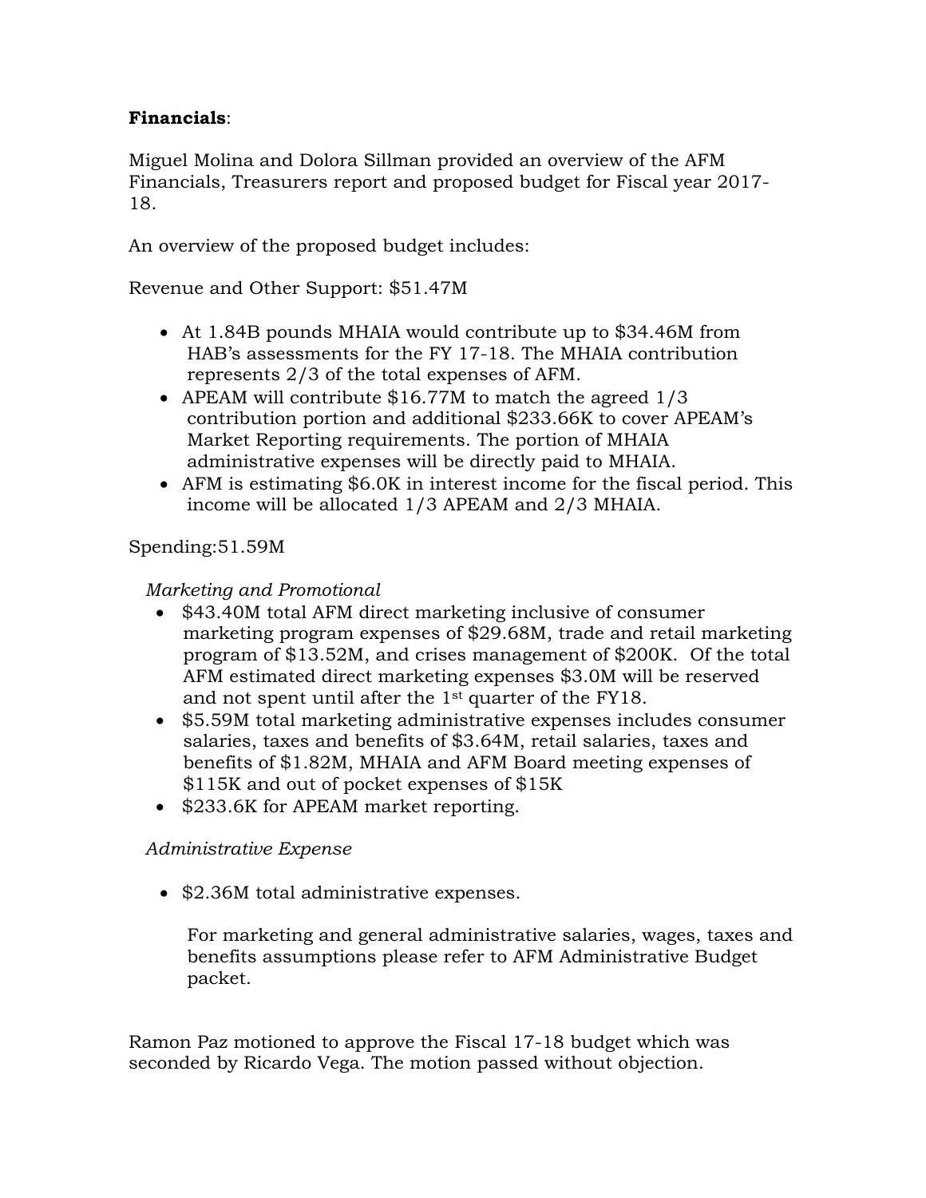**Financials**:

Miguel Molina and Dolora Sillman provided an overview of the AFM Financials, Treasurers report and proposed budget for Fiscal year 2017-18.

An overview of the proposed budget includes:

Revenue and Other Support: $51.47M

- At 1.84B pounds MHAIA would contribute up to $34.46M from HAB's assessments for the FY 17-18. The MHAIA contribution represents 2/3 of the total expenses of AFM.
- APEAM will contribute $16.77M to match the agreed 1/3 contribution portion and additional $233.66K to cover APEAM's Market Reporting requirements. The portion of MHAIA administrative expenses will be directly paid to MHAIA.
- AFM is estimating $6.0K in interest income for the fiscal period. This income will be allocated 1/3 APEAM and 2/3 MHAIA.

Spending:51.59M

*Marketing and Promotional*

- $43.40M total AFM direct marketing inclusive of consumer marketing program expenses of $29.68M, trade and retail marketing program of $13.52M, and crises management of $200K. Of the total AFM estimated direct marketing expenses $3.0M will be reserved and not spent until after the 1st quarter of the FY18.
- $5.59M total marketing administrative expenses includes consumer salaries, taxes and benefits of $3.64M, retail salaries, taxes and benefits of $1.82M, MHAIA and AFM Board meeting expenses of $115K and out of pocket expenses of $15K
- $233.6K for APEAM market reporting.

*Administrative Expense*

- $2.36M total administrative expenses.

  For marketing and general administrative salaries, wages, taxes and benefits assumptions please refer to AFM Administrative Budget packet.

Ramon Paz motioned to approve the Fiscal 17-18 budget which was seconded by Ricardo Vega. The motion passed without objection.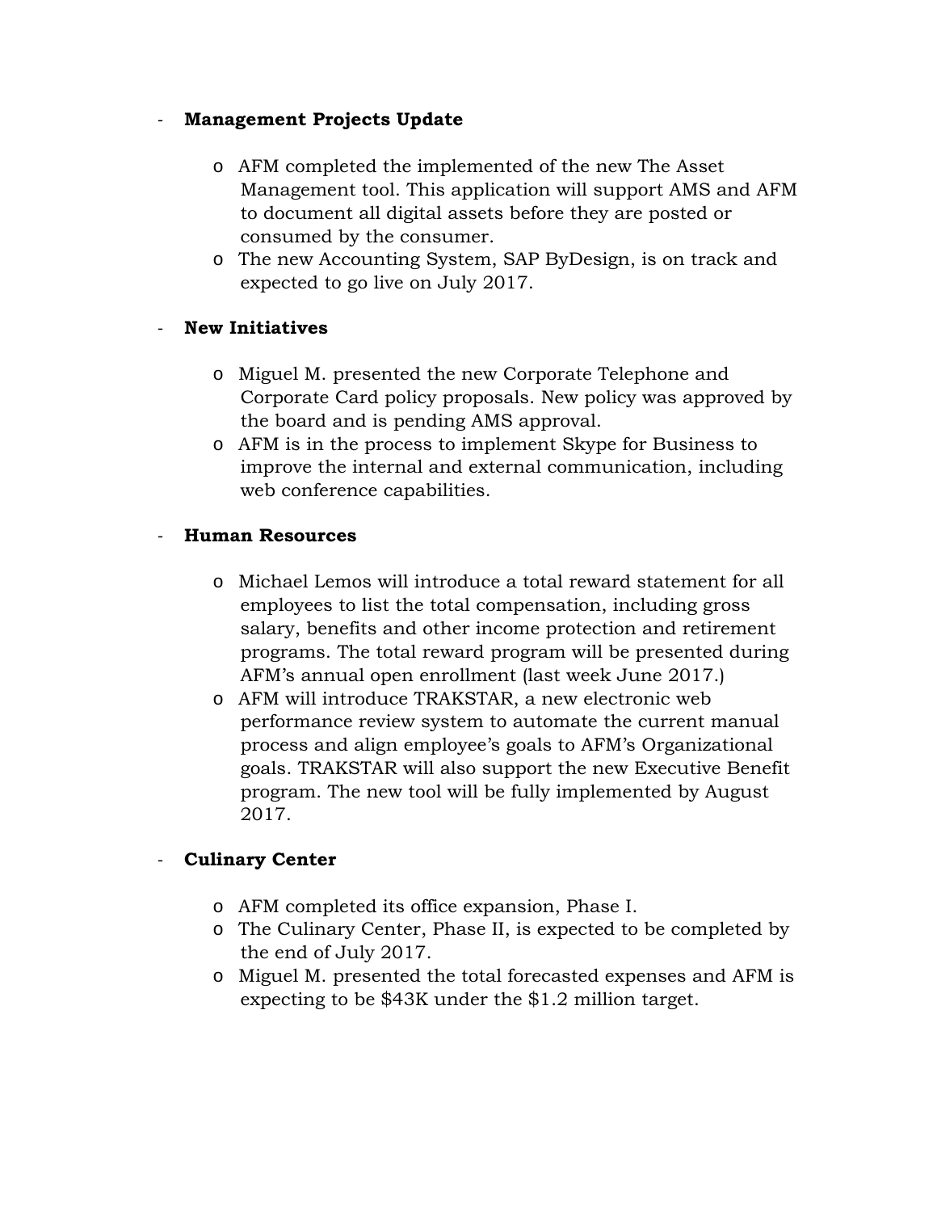- **Management Projects Update**

    - AFM completed the implemented of the new The Asset Management tool. This application will support AMS and AFM to document all digital assets before they are posted or consumed by the consumer.
    - The new Accounting System, SAP ByDesign, is on track and expected to go live on July 2017.

- **New Initiatives**

    - Miguel M. presented the new Corporate Telephone and Corporate Card policy proposals. New policy was approved by the board and is pending AMS approval.
    - AFM is in the process to implement Skype for Business to improve the internal and external communication, including web conference capabilities.

- **Human Resources**

    - Michael Lemos will introduce a total reward statement for all employees to list the total compensation, including gross salary, benefits and other income protection and retirement programs. The total reward program will be presented during AFM's annual open enrollment (last week June 2017.)
    - AFM will introduce TRAKSTAR, a new electronic web performance review system to automate the current manual process and align employee's goals to AFM's Organizational goals. TRAKSTAR will also support the new Executive Benefit program. The new tool will be fully implemented by August 2017.

- **Culinary Center**

    - AFM completed its office expansion, Phase I.
    - The Culinary Center, Phase II, is expected to be completed by the end of July 2017.
    - Miguel M. presented the total forecasted expenses and AFM is expecting to be $43K under the $1.2 million target.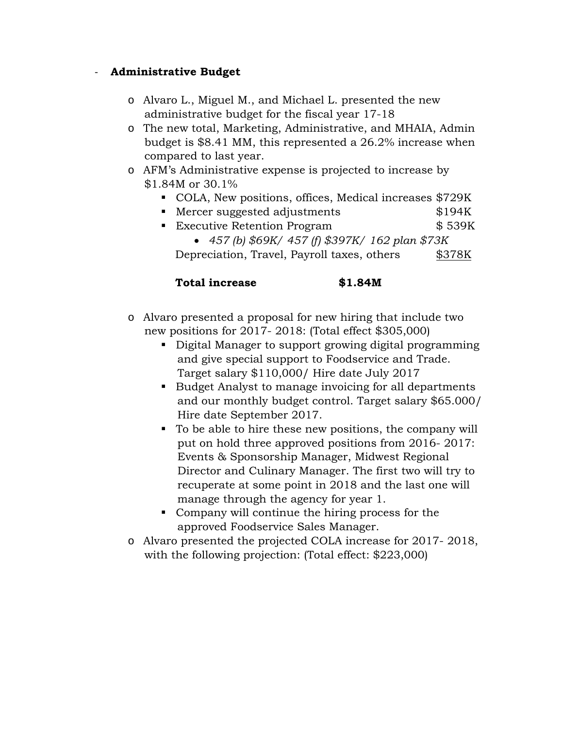- **Administrative Budget**
  - Alvaro L., Miguel M., and Michael L. presented the new administrative budget for the fiscal year 17-18
  - The new total, Marketing, Administrative, and MHAIA, Admin budget is $8.41 MM, this represented a 26.2% increase when compared to last year.
  - AFM's Administrative expense is projected to increase by $1.84M or 30.1%
    - COLA, New positions, offices, Medical increases $729K
    - Mercer suggested adjustments $194K
    - Executive Retention Program $ 539K
      - *457 (b) $69K/ 457 (f) $397K/ 162 plan $73K*

    Depreciation, Travel, Payroll taxes, others <u>$378K</u>

    **Total increase $1.84M**

  - Alvaro presented a proposal for new hiring that include two new positions for 2017- 2018: (Total effect $305,000)
    - Digital Manager to support growing digital programming and give special support to Foodservice and Trade. Target salary $110,000/ Hire date July 2017
    - Budget Analyst to manage invoicing for all departments and our monthly budget control. Target salary $65.000/ Hire date September 2017.
    - To be able to hire these new positions, the company will put on hold three approved positions from 2016- 2017: Events & Sponsorship Manager, Midwest Regional Director and Culinary Manager. The first two will try to recuperate at some point in 2018 and the last one will manage through the agency for year 1.
    - Company will continue the hiring process for the approved Foodservice Sales Manager.
  - Alvaro presented the projected COLA increase for 2017- 2018, with the following projection: (Total effect: $223,000)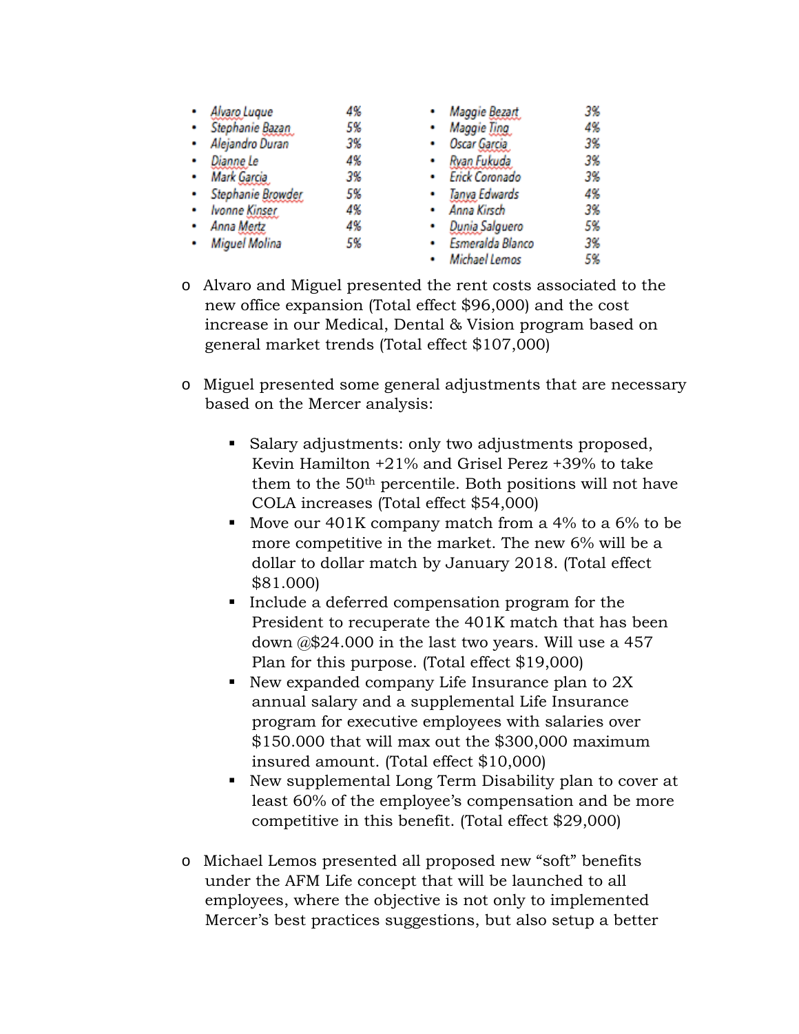- Alvaro Luque 4%
- Stephanie Bazan 5%
- Alejandro Duran 3%
- Dianne Le 4%
- Mark Garcia 3%
- Stephanie Browder 5%
- Ivonne Kinser 4%
- Anna Mertz 4%
- Miguel Molina 5%
- Maggie Bezart 3%
- Maggie Ting 4%
- Oscar Garcia 3%
- Ryan Fukuda 3%
- Erick Coronado 3%
- Tanya Edwards 4%
- Anna Kirsch 3%
- Dunia Salguero 5%
- Esmeralda Blanco 3%
- Michael Lemos 5%

- Alvaro and Miguel presented the rent costs associated to the new office expansion (Total effect $96,000) and the cost increase in our Medical, Dental & Vision program based on general market trends (Total effect $107,000)

- Miguel presented some general adjustments that are necessary based on the Mercer analysis:

  - Salary adjustments: only two adjustments proposed, Kevin Hamilton +21% and Grisel Perez +39% to take them to the 50th percentile. Both positions will not have COLA increases (Total effect $54,000)
  - Move our 401K company match from a 4% to a 6% to be more competitive in the market. The new 6% will be a dollar to dollar match by January 2018. (Total effect $81.000)
  - Include a deferred compensation program for the President to recuperate the 401K match that has been down @$24.000 in the last two years. Will use a 457 Plan for this purpose. (Total effect $19,000)
  - New expanded company Life Insurance plan to 2X annual salary and a supplemental Life Insurance program for executive employees with salaries over $150.000 that will max out the $300,000 maximum insured amount. (Total effect $10,000)
  - New supplemental Long Term Disability plan to cover at least 60% of the employee's compensation and be more competitive in this benefit. (Total effect $29,000)

- Michael Lemos presented all proposed new "soft" benefits under the AFM Life concept that will be launched to all employees, where the objective is not only to implemented Mercer's best practices suggestions, but also setup a better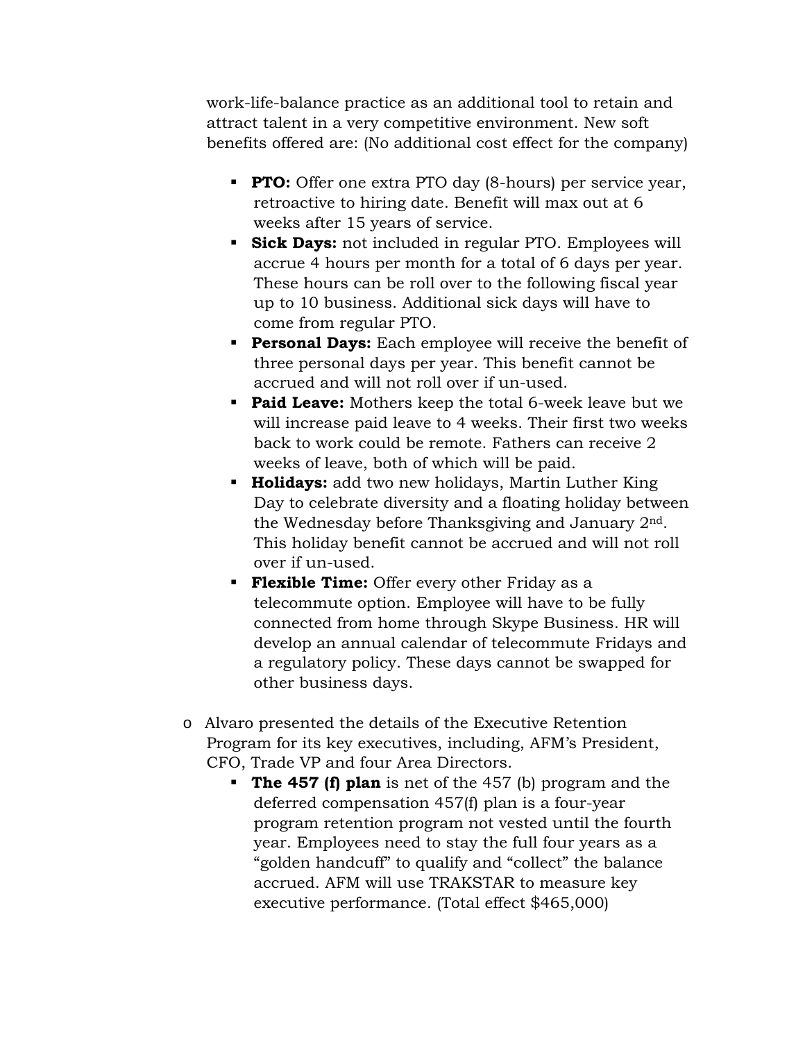work-life-balance practice as an additional tool to retain and attract talent in a very competitive environment. New soft benefits offered are: (No additional cost effect for the company)

- **PTO:** Offer one extra PTO day (8-hours) per service year, retroactive to hiring date. Benefit will max out at 6 weeks after 15 years of service.
- **Sick Days:** not included in regular PTO. Employees will accrue 4 hours per month for a total of 6 days per year. These hours can be roll over to the following fiscal year up to 10 business. Additional sick days will have to come from regular PTO.
- **Personal Days:** Each employee will receive the benefit of three personal days per year. This benefit cannot be accrued and will not roll over if un-used.
- **Paid Leave:** Mothers keep the total 6-week leave but we will increase paid leave to 4 weeks. Their first two weeks back to work could be remote. Fathers can receive 2 weeks of leave, both of which will be paid.
- **Holidays:** add two new holidays, Martin Luther King Day to celebrate diversity and a floating holiday between the Wednesday before Thanksgiving and January 2nd. This holiday benefit cannot be accrued and will not roll over if un-used.
- **Flexible Time:** Offer every other Friday as a telecommute option. Employee will have to be fully connected from home through Skype Business. HR will develop an annual calendar of telecommute Fridays and a regulatory policy. These days cannot be swapped for other business days.

- Alvaro presented the details of the Executive Retention Program for its key executives, including, AFM's President, CFO, Trade VP and four Area Directors.
  - **The 457 (f) plan** is net of the 457 (b) program and the deferred compensation 457(f) plan is a four-year program retention program not vested until the fourth year. Employees need to stay the full four years as a "golden handcuff" to qualify and "collect" the balance accrued. AFM will use TRAKSTAR to measure key executive performance. (Total effect $465,000)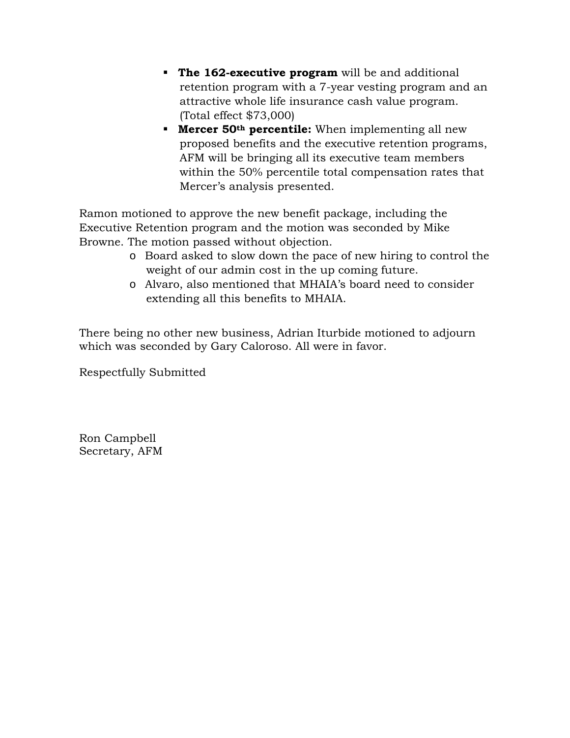- **The 162-executive program** will be and additional retention program with a 7-year vesting program and an attractive whole life insurance cash value program. (Total effect $73,000)
- **Mercer 50th percentile:** When implementing all new proposed benefits and the executive retention programs, AFM will be bringing all its executive team members within the 50% percentile total compensation rates that Mercer's analysis presented.

Ramon motioned to approve the new benefit package, including the Executive Retention program and the motion was seconded by Mike Browne. The motion passed without objection.

- Board asked to slow down the pace of new hiring to control the weight of our admin cost in the up coming future.
- Alvaro, also mentioned that MHAIA's board need to consider extending all this benefits to MHAIA.

There being no other new business, Adrian Iturbide motioned to adjourn which was seconded by Gary Caloroso. All were in favor.

Respectfully Submitted

Ron Campbell
Secretary, AFM